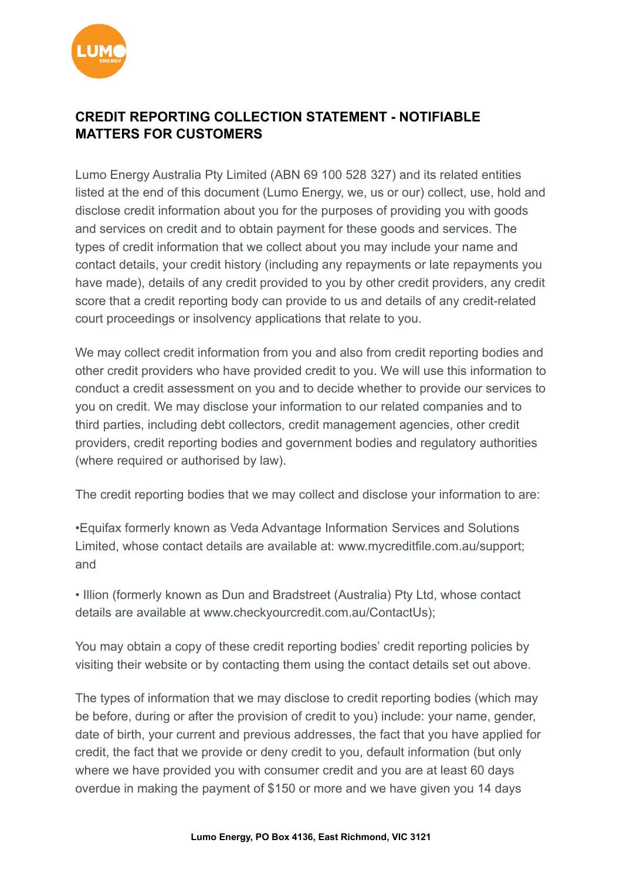## CREDIT REPORTING COLLECTION STATEMENT - NOTIFIABLE MATTERS FOR CUSTOMERS

Lumo Energy Australia Pty Limited (ABN 69 100 528 327) and its related entities listed at the end of this document (Lumo Energy, we, us or our) collect, use, hold and disclose credit information about you for the purposes of providing you with goods and services on credit and to obtain payment for these goods and services. The types of credit information that we collect about you may include your name and contact details, your credit history (including any repayments or late repayments you have made), details of any credit provided to you by other credit providers, any credit score that a credit reporting body can provide to us and details of any credit-related court proceedings or insolvency applications that relate to you.

We may collect credit information from you and also from credit reporting bodies and other credit providers who have provided credit to you. We will use this information to conduct a credit assessment on you and to decide whether to provide our services to you on credit. We may disclose your information to our related companies and to third parties, including debt collectors, credit management agencies, other credit providers, credit reporting bodies and government bodies and regulatory authorities (where required or authorised by law).

The credit reporting bodies that we may collect and disclose your information to are:

•Equifax formerly known as Veda Advantage Information Services and Solutions Limited, whose contact details are available at: www.mycreditfile.com.au/support; and

• Illion (formerly known as Dun and Bradstreet (Australia) Pty Ltd, whose contact details are available at www.checkyourcredit.com.au/ContactUs);

You may obtain a copy of these credit reporting bodies' credit reporting policies by visiting their website or by contacting them using the contact details set out above.

The types of information that we may disclose to credit reporting bodies (which may be before, during or after the provision of credit to you) include: your name, gender, date of birth, your current and previous addresses, the fact that you have applied for credit, the fact that we provide or deny credit to you, default information (but only where we have provided you with consumer credit and you are at least 60 days overdue in making the payment of $150 or more and we have given you 14 days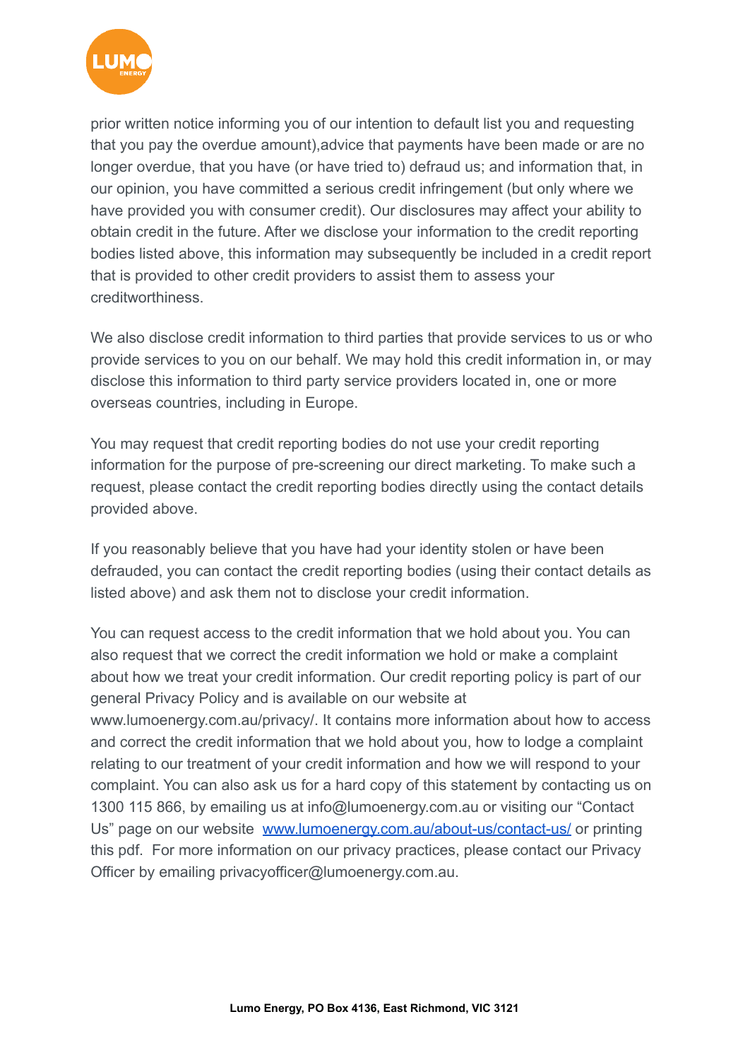prior written notice informing you of our intention to default list you and requesting that you pay the overdue amount),advice that payments have been made or are no longer overdue, that you have (or have tried to) defraud us; and information that, in our opinion, you have committed a serious credit infringement (but only where we have provided you with consumer credit). Our disclosures may affect your ability to obtain credit in the future. After we disclose your information to the credit reporting bodies listed above, this information may subsequently be included in a credit report that is provided to other credit providers to assist them to assess your creditworthiness.

We also disclose credit information to third parties that provide services to us or who provide services to you on our behalf. We may hold this credit information in, or may disclose this information to third party service providers located in, one or more overseas countries, including in Europe.

You may request that credit reporting bodies do not use your credit reporting information for the purpose of pre-screening our direct marketing. To make such a request, please contact the credit reporting bodies directly using the contact details provided above.

If you reasonably believe that you have had your identity stolen or have been defrauded, you can contact the credit reporting bodies (using their contact details as listed above) and ask them not to disclose your credit information.

You can request access to the credit information that we hold about you. You can also request that we correct the credit information we hold or make a complaint about how we treat your credit information. Our credit reporting policy is part of our general Privacy Policy and is available on our website at www.lumoenergy.com.au/privacy/. It contains more information about how to access and correct the credit information that we hold about you, how to lodge a complaint relating to our treatment of your credit information and how we will respond to your complaint. You can also ask us for a hard copy of this statement by contacting us on 1300 115 866, by emailing us at info@lumoenergy.com.au or visiting our "Contact Us" page on our website [www.lumoenergy.com.au/about-us/contact-us/](www.lumoenergy.com.au/about-us/contact-us/) or printing this pdf. For more information on our privacy practices, please contact our Privacy Officer by emailing privacyofficer@lumoenergy.com.au.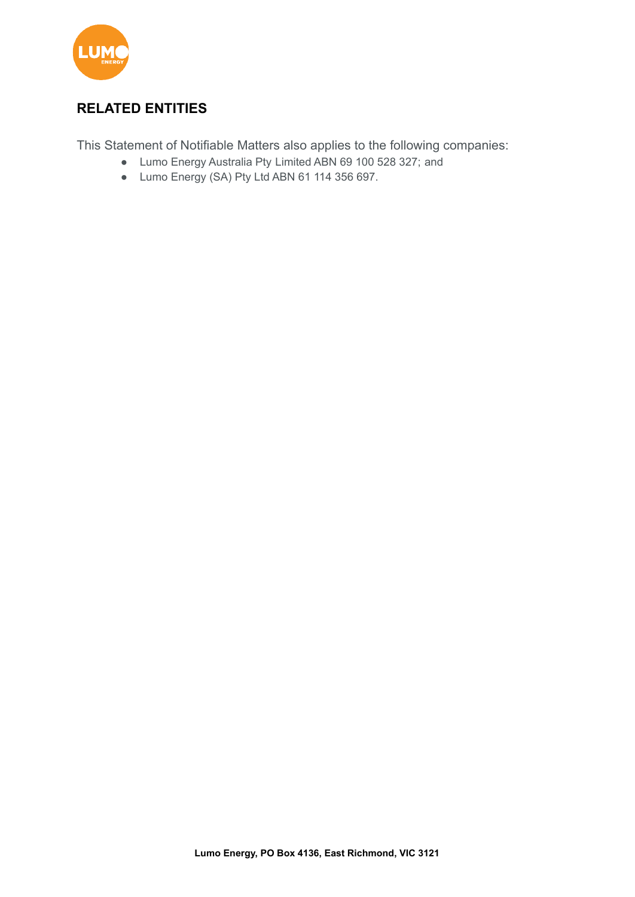## RELATED ENTITIES

This Statement of Notifiable Matters also applies to the following companies:

- Lumo Energy Australia Pty Limited ABN 69 100 528 327; and
- Lumo Energy (SA) Pty Ltd ABN 61 114 356 697.